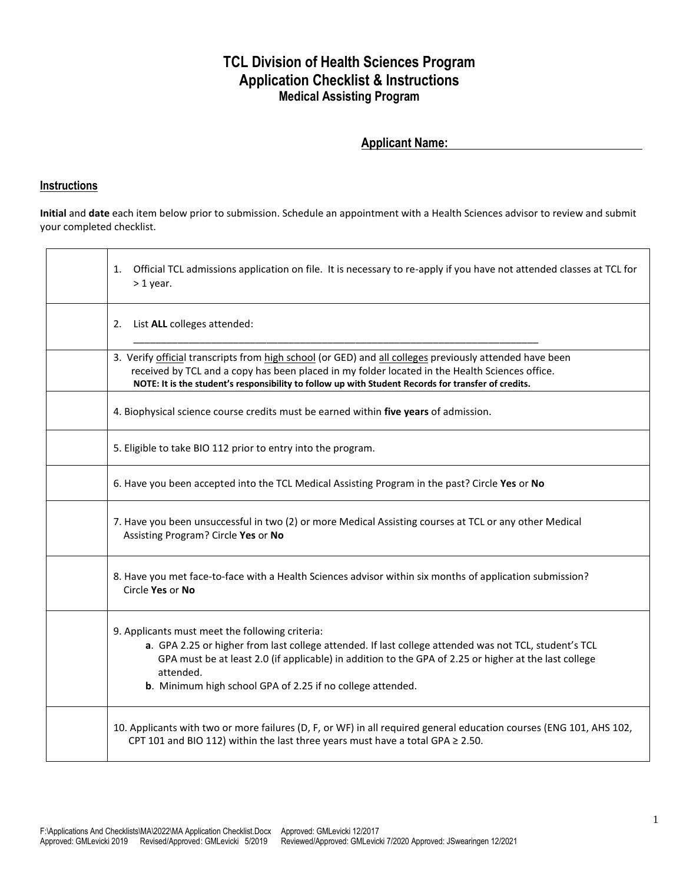# TCL Division of Health Sciences Program
# Application Checklist & Instructions
## Medical Assisting Program

**Applicant Name:** ______________________________

**Instructions**

**Initial** and **date** each item below prior to submission. Schedule an appointment with a Health Sciences advisor to review and submit your completed checklist.

| | |
|---|---|
| | 1. Official TCL admissions application on file. It is necessary to re-apply if you have not attended classes at TCL for > 1 year. |
| | 2. List **ALL** colleges attended: ______________________________________________________________ |
| | 3. Verify official transcripts from high school (or GED) and all colleges previously attended have been received by TCL and a copy has been placed in my folder located in the Health Sciences office. **NOTE: It is the student's responsibility to follow up with Student Records for transfer of credits.** |
| | 4. Biophysical science course credits must be earned within **five years** of admission. |
| | 5. Eligible to take BIO 112 prior to entry into the program. |
| | 6. Have you been accepted into the TCL Medical Assisting Program in the past? Circle **Yes** or **No** |
| | 7. Have you been unsuccessful in two (2) or more Medical Assisting courses at TCL or any other Medical Assisting Program? Circle **Yes** or **No** |
| | 8. Have you met face-to-face with a Health Sciences advisor within six months of application submission? Circle **Yes** or **No** |
| | 9. Applicants must meet the following criteria:<br>**a**. GPA 2.25 or higher from last college attended. If last college attended was not TCL, student's TCL GPA must be at least 2.0 (if applicable) in addition to the GPA of 2.25 or higher at the last college attended.<br>**b**. Minimum high school GPA of 2.25 if no college attended. |
| | 10. Applicants with two or more failures (D, F, or WF) in all required general education courses (ENG 101, AHS 102, CPT 101 and BIO 112) within the last three years must have a total GPA ≥ 2.50. |

F:\Applications And Checklists\MA\2022\MA Application Checklist.Docx Approved: GMLevicki 12/2017
Approved: GMLevicki 2019 Revised/Approved: GMLevicki 5/2019 Reviewed/Approved: GMLevicki 7/2020 Approved: JSwearingen 12/2021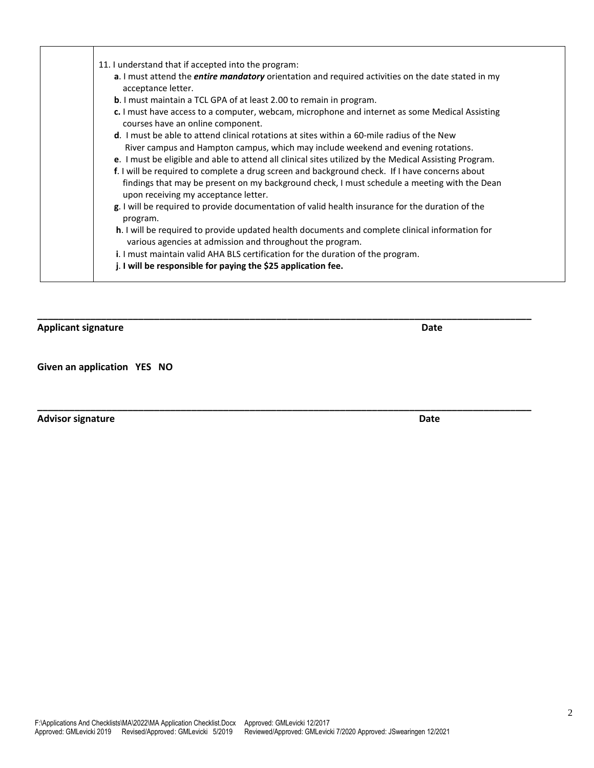| | |
|---|---|
| | 11. I understand that if accepted into the program:<br>**a**. I must attend the ***entire mandatory*** orientation and required activities on the date stated in my acceptance letter.<br>**b**. I must maintain a TCL GPA of at least 2.00 to remain in program.<br>**c.** I must have access to a computer, webcam, microphone and internet as some Medical Assisting courses have an online component.<br>**d**. I must be able to attend clinical rotations at sites within a 60-mile radius of the New River campus and Hampton campus, which may include weekend and evening rotations.<br>**e**. I must be eligible and able to attend all clinical sites utilized by the Medical Assisting Program.<br>**f**. I will be required to complete a drug screen and background check. If I have concerns about findings that may be present on my background check, I must schedule a meeting with the Dean upon receiving my acceptance letter.<br>**g**. I will be required to provide documentation of valid health insurance for the duration of the program.<br>**h**. I will be required to provide updated health documents and complete clinical information for various agencies at admission and throughout the program.<br>**i**. I must maintain valid AHA BLS certification for the duration of the program.<br>**j**. **I will be responsible for paying the $25 application fee.** |

______________________________________________________________________________

**Applicant signature** **Date**

**Given an application YES NO**

______________________________________________________________________________

**Advisor signature** **Date**

F:\Applications And Checklists\MA\2022\MA Application Checklist.Docx Approved: GMLevicki 12/2017
Approved: GMLevicki 2019 Revised/Approved: GMLevicki 5/2019 Reviewed/Approved: GMLevicki 7/2020 Approved: JSwearingen 12/2021